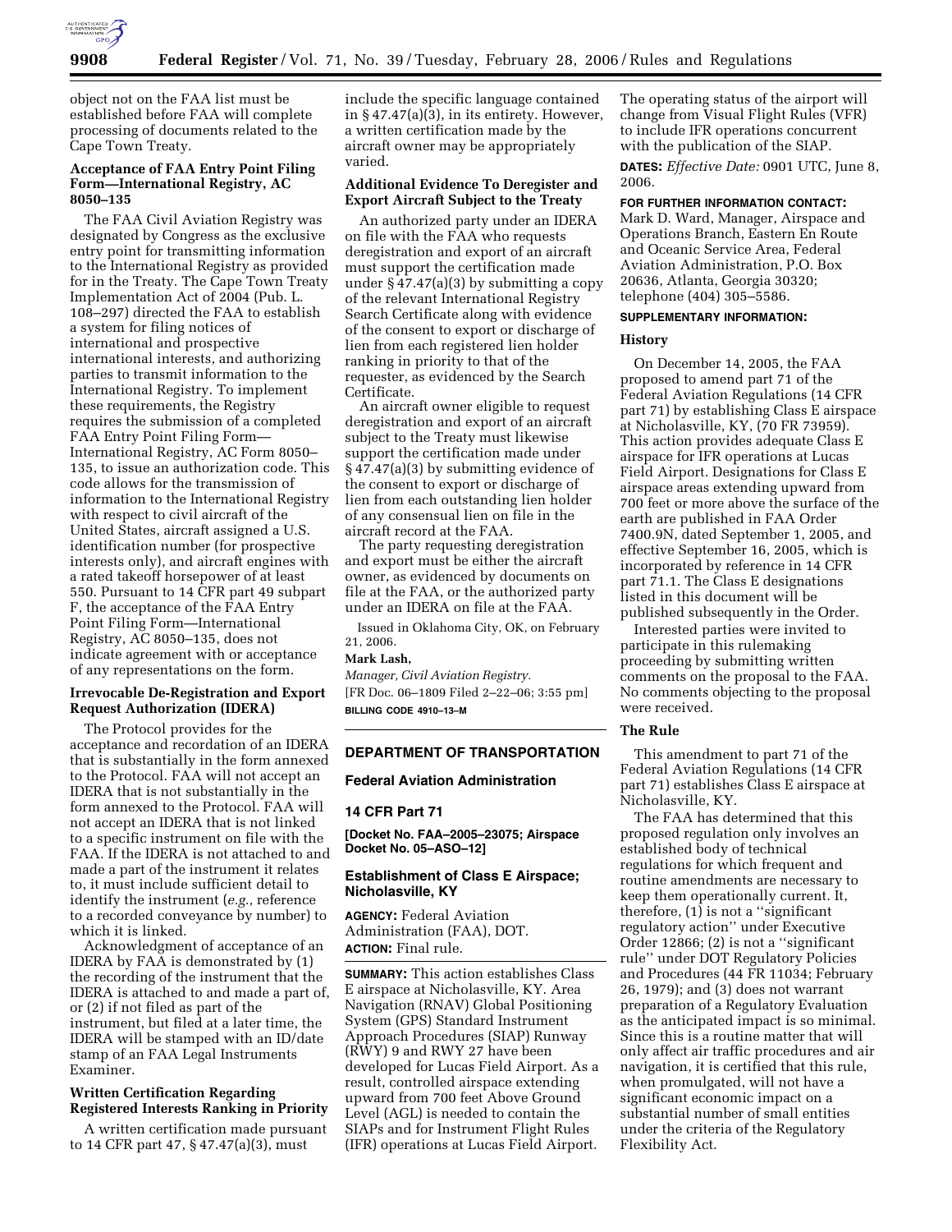object not on the FAA list must be established before FAA will complete processing of documents related to the Cape Town Treaty.

**Acceptance of FAA Entry Point Filing Form—International Registry, AC 8050–135**

The FAA Civil Aviation Registry was designated by Congress as the exclusive entry point for transmitting information to the International Registry as provided for in the Treaty. The Cape Town Treaty Implementation Act of 2004 (Pub. L. 108–297) directed the FAA to establish a system for filing notices of international and prospective international interests, and authorizing parties to transmit information to the International Registry. To implement these requirements, the Registry requires the submission of a completed FAA Entry Point Filing Form—International Registry, AC Form 8050–135, to issue an authorization code. This code allows for the transmission of information to the International Registry with respect to civil aircraft of the United States, aircraft assigned a U.S. identification number (for prospective interests only), and aircraft engines with a rated takeoff horsepower of at least 550. Pursuant to 14 CFR part 49 subpart F, the acceptance of the FAA Entry Point Filing Form—International Registry, AC 8050–135, does not indicate agreement with or acceptance of any representations on the form.

**Irrevocable De-Registration and Export Request Authorization (IDERA)**

The Protocol provides for the acceptance and recordation of an IDERA that is substantially in the form annexed to the Protocol. FAA will not accept an IDERA that is not substantially in the form annexed to the Protocol. FAA will not accept an IDERA that is not linked to a specific instrument on file with the FAA. If the IDERA is not attached to and made a part of the instrument it relates to, it must include sufficient detail to identify the instrument (*e.g.,* reference to a recorded conveyance by number) to which it is linked.

Acknowledgment of acceptance of an IDERA by FAA is demonstrated by (1) the recording of the instrument that the IDERA is attached to and made a part of, or (2) if not filed as part of the instrument, but filed at a later time, the IDERA will be stamped with an ID/date stamp of an FAA Legal Instruments Examiner.

**Written Certification Regarding Registered Interests Ranking in Priority**

A written certification made pursuant to 14 CFR part 47, § 47.47(a)(3), must include the specific language contained in § 47.47(a)(3), in its entirety. However, a written certification made by the aircraft owner may be appropriately varied.

**Additional Evidence To Deregister and Export Aircraft Subject to the Treaty**

An authorized party under an IDERA on file with the FAA who requests deregistration and export of an aircraft must support the certification made under § 47.47(a)(3) by submitting a copy of the relevant International Registry Search Certificate along with evidence of the consent to export or discharge of lien from each registered lien holder ranking in priority to that of the requester, as evidenced by the Search Certificate.

An aircraft owner eligible to request deregistration and export of an aircraft subject to the Treaty must likewise support the certification made under § 47.47(a)(3) by submitting evidence of the consent to export or discharge of lien from each outstanding lien holder of any consensual lien on file in the aircraft record at the FAA.

The party requesting deregistration and export must be either the aircraft owner, as evidenced by documents on file at the FAA, or the authorized party under an IDERA on file at the FAA.

Issued in Oklahoma City, OK, on February 21, 2006.

**Mark Lash,**

*Manager, Civil Aviation Registry.*

[FR Doc. 06–1809 Filed 2–22–06; 3:55 pm]

**BILLING CODE 4910–13–M**

---

## DEPARTMENT OF TRANSPORTATION

### Federal Aviation Administration

### 14 CFR Part 71

**[Docket No. FAA–2005–23075; Airspace Docket No. 05–ASO–12]**

### Establishment of Class E Airspace; Nicholasville, KY

**AGENCY:** Federal Aviation Administration (FAA), DOT.

**ACTION:** Final rule.

**SUMMARY:** This action establishes Class E airspace at Nicholasville, KY. Area Navigation (RNAV) Global Positioning System (GPS) Standard Instrument Approach Procedures (SIAP) Runway (RWY) 9 and RWY 27 have been developed for Lucas Field Airport. As a result, controlled airspace extending upward from 700 feet Above Ground Level (AGL) is needed to contain the SIAPs and for Instrument Flight Rules (IFR) operations at Lucas Field Airport. The operating status of the airport will change from Visual Flight Rules (VFR) to include IFR operations concurrent with the publication of the SIAP.

**DATES:** *Effective Date:* 0901 UTC, June 8, 2006.

**FOR FURTHER INFORMATION CONTACT:** Mark D. Ward, Manager, Airspace and Operations Branch, Eastern En Route and Oceanic Service Area, Federal Aviation Administration, P.O. Box 20636, Atlanta, Georgia 30320; telephone (404) 305–5586.

**SUPPLEMENTARY INFORMATION:**

**History**

On December 14, 2005, the FAA proposed to amend part 71 of the Federal Aviation Regulations (14 CFR part 71) by establishing Class E airspace at Nicholasville, KY, (70 FR 73959). This action provides adequate Class E airspace for IFR operations at Lucas Field Airport. Designations for Class E airspace areas extending upward from 700 feet or more above the surface of the earth are published in FAA Order 7400.9N, dated September 1, 2005, and effective September 16, 2005, which is incorporated by reference in 14 CFR part 71.1. The Class E designations listed in this document will be published subsequently in the Order.

Interested parties were invited to participate in this rulemaking proceeding by submitting written comments on the proposal to the FAA. No comments objecting to the proposal were received.

**The Rule**

This amendment to part 71 of the Federal Aviation Regulations (14 CFR part 71) establishes Class E airspace at Nicholasville, KY.

The FAA has determined that this proposed regulation only involves an established body of technical regulations for which frequent and routine amendments are necessary to keep them operationally current. It, therefore, (1) is not a ''significant regulatory action'' under Executive Order 12866; (2) is not a ''significant rule'' under DOT Regulatory Policies and Procedures (44 FR 11034; February 26, 1979); and (3) does not warrant preparation of a Regulatory Evaluation as the anticipated impact is so minimal. Since this is a routine matter that will only affect air traffic procedures and air navigation, it is certified that this rule, when promulgated, will not have a significant economic impact on a substantial number of small entities under the criteria of the Regulatory Flexibility Act.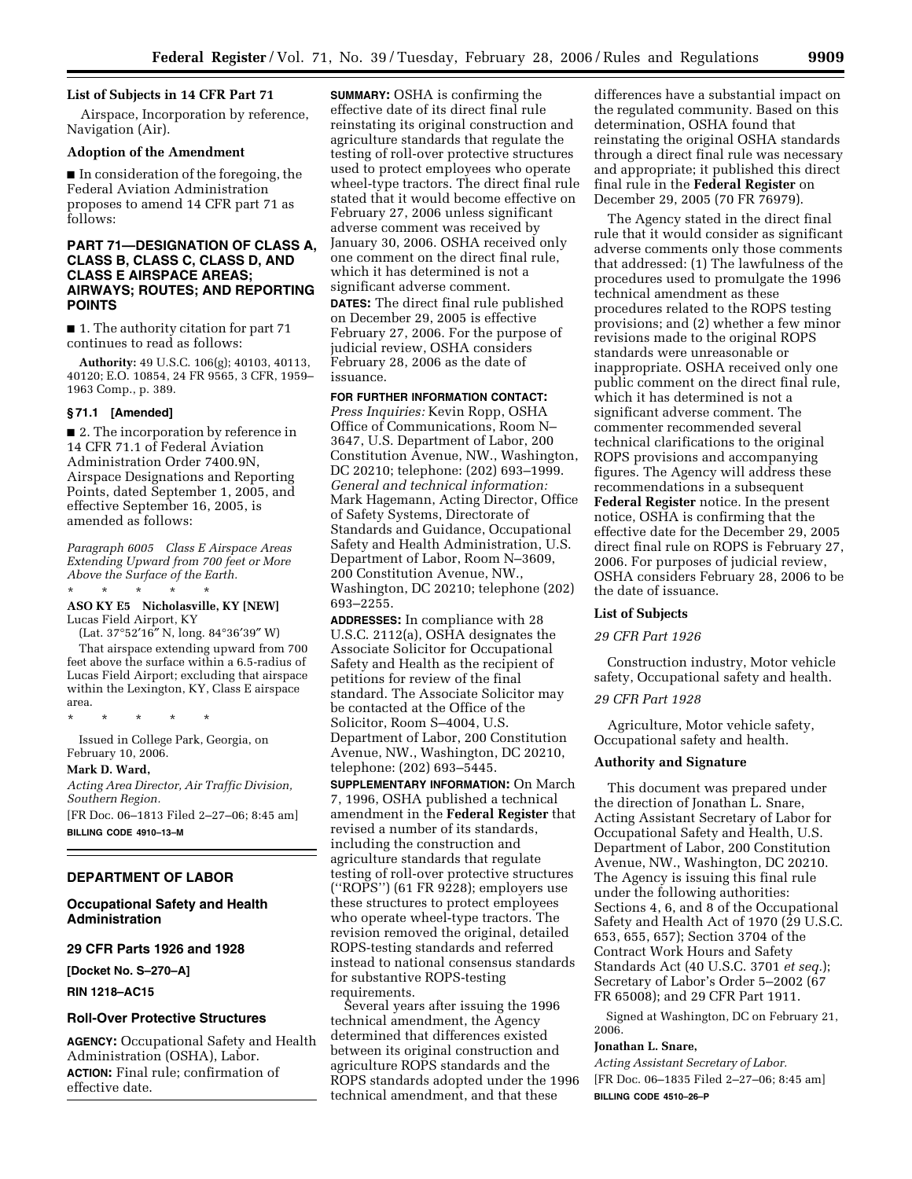**List of Subjects in 14 CFR Part 71**

Airspace, Incorporation by reference, Navigation (Air).

**Adoption of the Amendment**

■ In consideration of the foregoing, the Federal Aviation Administration proposes to amend 14 CFR part 71 as follows:

## PART 71—DESIGNATION OF CLASS A, CLASS B, CLASS C, CLASS D, AND CLASS E AIRSPACE AREAS; AIRWAYS; ROUTES; AND REPORTING POINTS

■ 1. The authority citation for part 71 continues to read as follows:

**Authority:** 49 U.S.C. 106(g); 40103, 40113, 40120; E.O. 10854, 24 FR 9565, 3 CFR, 1959–1963 Comp., p. 389.

### § 71.1 [Amended]

■ 2. The incorporation by reference in 14 CFR 71.1 of Federal Aviation Administration Order 7400.9N, Airspace Designations and Reporting Points, dated September 1, 2005, and effective September 16, 2005, is amended as follows:

*Paragraph 6005 Class E Airspace Areas Extending Upward from 700 feet or More Above the Surface of the Earth.*

\* \* \* \* \*

**ASO KY E5 Nicholasville, KY [NEW]**

Lucas Field Airport, KY

(Lat. 37°52′16″ N, long. 84°36′39″ W)

That airspace extending upward from 700 feet above the surface within a 6.5-radius of Lucas Field Airport; excluding that airspace within the Lexington, KY, Class E airspace area.

\* \* \* \* \*

Issued in College Park, Georgia, on February 10, 2006.

**Mark D. Ward,**

*Acting Area Director, Air Traffic Division, Southern Region.*

[FR Doc. 06–1813 Filed 2–27–06; 8:45 am]

**BILLING CODE 4910–13–M**

## DEPARTMENT OF LABOR

### Occupational Safety and Health Administration

### 29 CFR Parts 1926 and 1928

**[Docket No. S–270–A]**

**RIN 1218–AC15**

### Roll-Over Protective Structures

**AGENCY:** Occupational Safety and Health Administration (OSHA), Labor.

**ACTION:** Final rule; confirmation of effective date.

**SUMMARY:** OSHA is confirming the effective date of its direct final rule reinstating its original construction and agriculture standards that regulate the testing of roll-over protective structures used to protect employees who operate wheel-type tractors. The direct final rule stated that it would become effective on February 27, 2006 unless significant adverse comment was received by January 30, 2006. OSHA received only one comment on the direct final rule, which it has determined is not a significant adverse comment.

**DATES:** The direct final rule published on December 29, 2005 is effective February 27, 2006. For the purpose of judicial review, OSHA considers February 28, 2006 as the date of issuance.

**FOR FURTHER INFORMATION CONTACT:** *Press Inquiries:* Kevin Ropp, OSHA Office of Communications, Room N–3647, U.S. Department of Labor, 200 Constitution Avenue, NW., Washington, DC 20210; telephone: (202) 693–1999. *General and technical information:* Mark Hagemann, Acting Director, Office of Safety Systems, Directorate of Standards and Guidance, Occupational Safety and Health Administration, U.S. Department of Labor, Room N–3609, 200 Constitution Avenue, NW., Washington, DC 20210; telephone (202) 693–2255.

**ADDRESSES:** In compliance with 28 U.S.C. 2112(a), OSHA designates the Associate Solicitor for Occupational Safety and Health as the recipient of petitions for review of the final standard. The Associate Solicitor may be contacted at the Office of the Solicitor, Room S–4004, U.S. Department of Labor, 200 Constitution Avenue, NW., Washington, DC 20210, telephone: (202) 693–5445.

**SUPPLEMENTARY INFORMATION:** On March 7, 1996, OSHA published a technical amendment in the **Federal Register** that revised a number of its standards, including the construction and agriculture standards that regulate testing of roll-over protective structures (''ROPS'') (61 FR 9228); employers use these structures to protect employees who operate wheel-type tractors. The revision removed the original, detailed ROPS-testing standards and referred instead to national consensus standards for substantive ROPS-testing requirements.

Several years after issuing the 1996 technical amendment, the Agency determined that differences existed between its original construction and agriculture ROPS standards and the ROPS standards adopted under the 1996 technical amendment, and that these differences have a substantial impact on the regulated community. Based on this determination, OSHA found that reinstating the original OSHA standards through a direct final rule was necessary and appropriate; it published this direct final rule in the **Federal Register** on December 29, 2005 (70 FR 76979).

The Agency stated in the direct final rule that it would consider as significant adverse comments only those comments that addressed: (1) The lawfulness of the procedures used to promulgate the 1996 technical amendment as these procedures related to the ROPS testing provisions; and (2) whether a few minor revisions made to the original ROPS standards were unreasonable or inappropriate. OSHA received only one public comment on the direct final rule, which it has determined is not a significant adverse comment. The commenter recommended several technical clarifications to the original ROPS provisions and accompanying figures. The Agency will address these recommendations in a subsequent **Federal Register** notice. In the present notice, OSHA is confirming that the effective date for the December 29, 2005 direct final rule on ROPS is February 27, 2006. For purposes of judicial review, OSHA considers February 28, 2006 to be the date of issuance.

**List of Subjects**

*29 CFR Part 1926*

Construction industry, Motor vehicle safety, Occupational safety and health.

*29 CFR Part 1928*

Agriculture, Motor vehicle safety, Occupational safety and health.

**Authority and Signature**

This document was prepared under the direction of Jonathan L. Snare, Acting Assistant Secretary of Labor for Occupational Safety and Health, U.S. Department of Labor, 200 Constitution Avenue, NW., Washington, DC 20210. The Agency is issuing this final rule under the following authorities: Sections 4, 6, and 8 of the Occupational Safety and Health Act of 1970 (29 U.S.C. 653, 655, 657); Section 3704 of the Contract Work Hours and Safety Standards Act (40 U.S.C. 3701 *et seq.*); Secretary of Labor's Order 5–2002 (67 FR 65008); and 29 CFR Part 1911.

Signed at Washington, DC on February 21, 2006.

**Jonathan L. Snare,**

*Acting Assistant Secretary of Labor.*

[FR Doc. 06–1835 Filed 2–27–06; 8:45 am]

**BILLING CODE 4510–26–P**